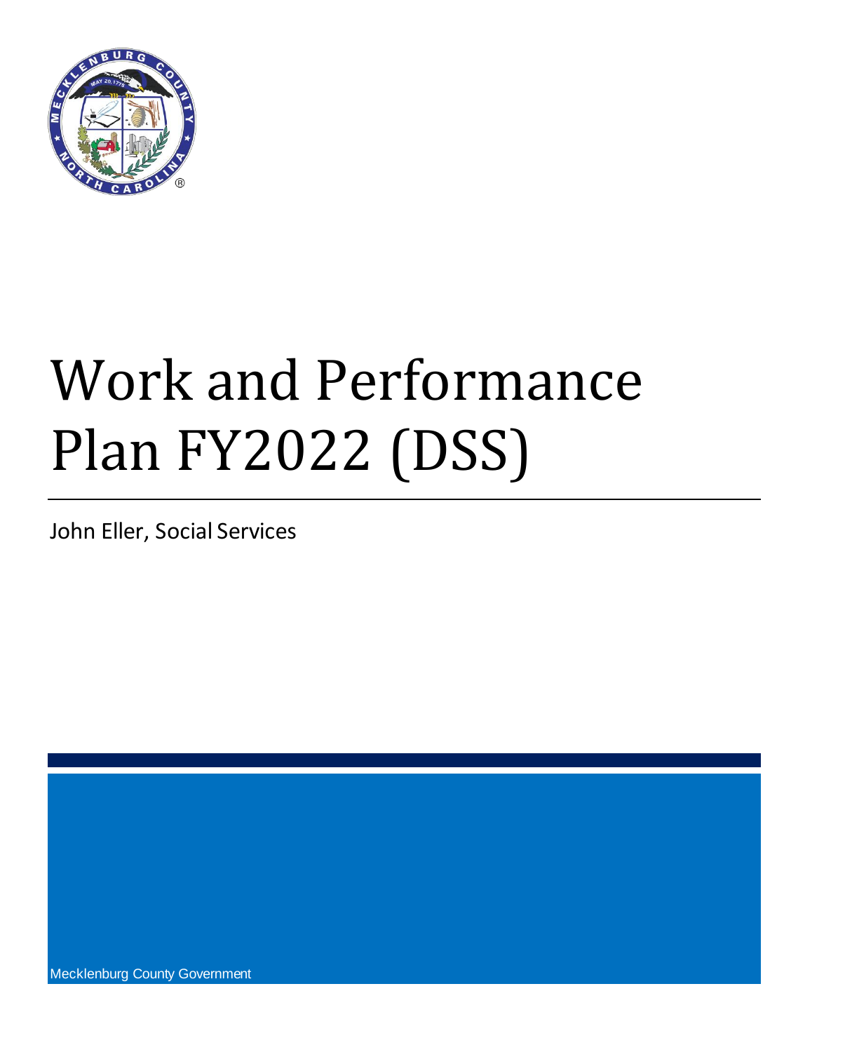# Work and Performance Plan FY2022 (DSS)

John Eller, Social Services

Mecklenburg County Government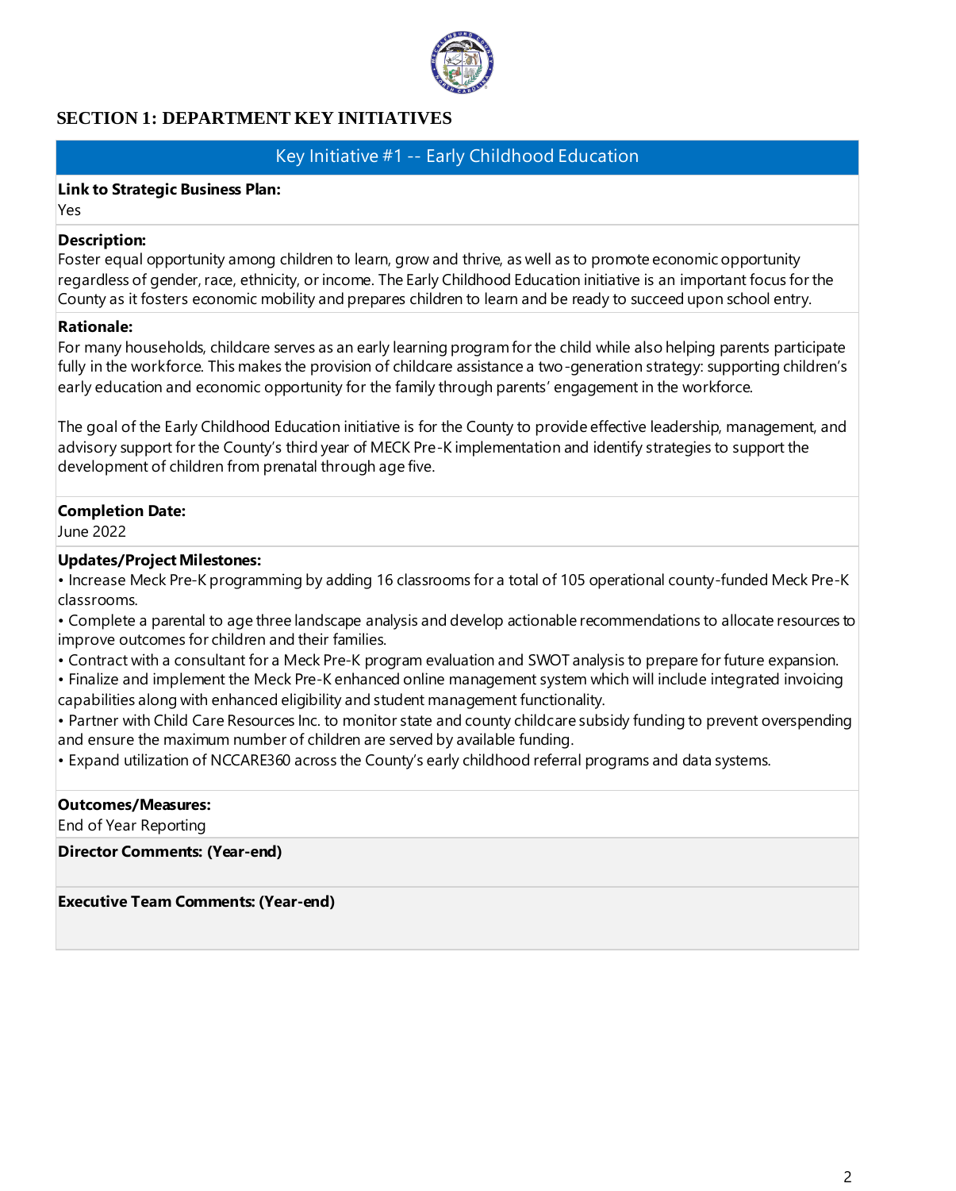## SECTION 1: DEPARTMENT KEY INITIATIVES

### Key Initiative #1 -- Early Childhood Education

**Link to Strategic Business Plan:**
Yes

**Description:**
Foster equal opportunity among children to learn, grow and thrive, as well as to promote economic opportunity regardless of gender, race, ethnicity, or income. The Early Childhood Education initiative is an important focus for the County as it fosters economic mobility and prepares children to learn and be ready to succeed upon school entry.

**Rationale:**
For many households, childcare serves as an early learning program for the child while also helping parents participate fully in the workforce. This makes the provision of childcare assistance a two-generation strategy: supporting children's early education and economic opportunity for the family through parents' engagement in the workforce.

The goal of the Early Childhood Education initiative is for the County to provide effective leadership, management, and advisory support for the County's third year of MECK Pre-K implementation and identify strategies to support the development of children from prenatal through age five.

**Completion Date:**
June 2022

**Updates/Project Milestones:**
- Increase Meck Pre-K programming by adding 16 classrooms for a total of 105 operational county-funded Meck Pre-K classrooms.
- Complete a parental to age three landscape analysis and develop actionable recommendations to allocate resources to improve outcomes for children and their families.
- Contract with a consultant for a Meck Pre-K program evaluation and SWOT analysis to prepare for future expansion.
- Finalize and implement the Meck Pre-K enhanced online management system which will include integrated invoicing capabilities along with enhanced eligibility and student management functionality.
- Partner with Child Care Resources Inc. to monitor state and county childcare subsidy funding to prevent overspending and ensure the maximum number of children are served by available funding.
- Expand utilization of NCCARE360 across the County's early childhood referral programs and data systems.

**Outcomes/Measures:**
End of Year Reporting

**Director Comments: (Year-end)**

**Executive Team Comments: (Year-end)**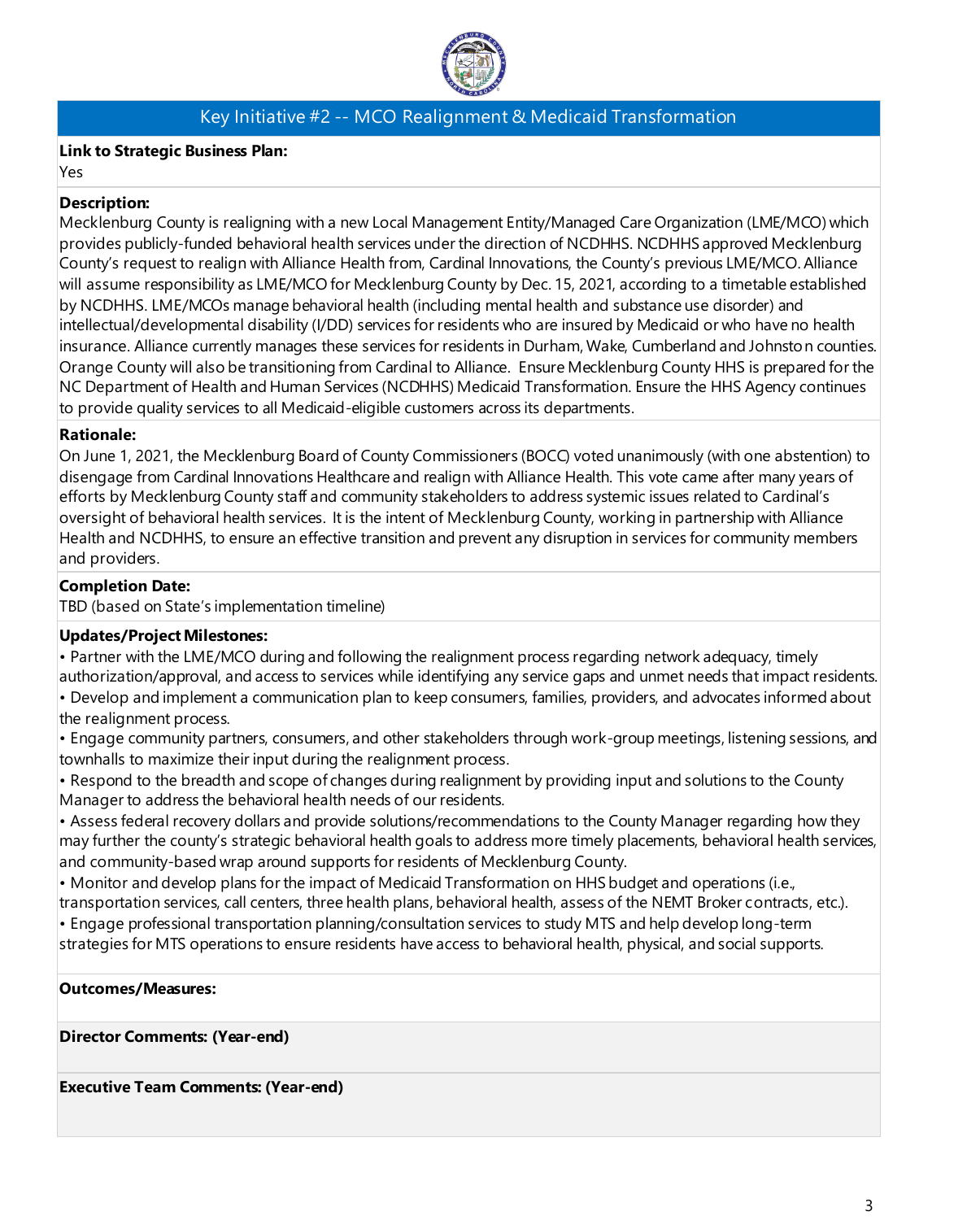## Key Initiative #2 -- MCO Realignment & Medicaid Transformation

**Link to Strategic Business Plan:**
Yes

**Description:**
Mecklenburg County is realigning with a new Local Management Entity/Managed Care Organization (LME/MCO) which provides publicly-funded behavioral health services under the direction of NCDHHS. NCDHHS approved Mecklenburg County's request to realign with Alliance Health from, Cardinal Innovations, the County's previous LME/MCO. Alliance will assume responsibility as LME/MCO for Mecklenburg County by Dec. 15, 2021, according to a timetable established by NCDHHS. LME/MCOs manage behavioral health (including mental health and substance use disorder) and intellectual/developmental disability (I/DD) services for residents who are insured by Medicaid or who have no health insurance. Alliance currently manages these services for residents in Durham, Wake, Cumberland and Johnston counties. Orange County will also be transitioning from Cardinal to Alliance. Ensure Mecklenburg County HHS is prepared for the NC Department of Health and Human Services (NCDHHS) Medicaid Transformation. Ensure the HHS Agency continues to provide quality services to all Medicaid-eligible customers across its departments.

**Rationale:**
On June 1, 2021, the Mecklenburg Board of County Commissioners (BOCC) voted unanimously (with one abstention) to disengage from Cardinal Innovations Healthcare and realign with Alliance Health. This vote came after many years of efforts by Mecklenburg County staff and community stakeholders to address systemic issues related to Cardinal's oversight of behavioral health services. It is the intent of Mecklenburg County, working in partnership with Alliance Health and NCDHHS, to ensure an effective transition and prevent any disruption in services for community members and providers.

**Completion Date:**
TBD (based on State's implementation timeline)

**Updates/Project Milestones:**
- Partner with the LME/MCO during and following the realignment process regarding network adequacy, timely authorization/approval, and access to services while identifying any service gaps and unmet needs that impact residents.
- Develop and implement a communication plan to keep consumers, families, providers, and advocates informed about the realignment process.
- Engage community partners, consumers, and other stakeholders through work-group meetings, listening sessions, and townhalls to maximize their input during the realignment process.
- Respond to the breadth and scope of changes during realignment by providing input and solutions to the County Manager to address the behavioral health needs of our residents.
- Assess federal recovery dollars and provide solutions/recommendations to the County Manager regarding how they may further the county's strategic behavioral health goals to address more timely placements, behavioral health services, and community-based wrap around supports for residents of Mecklenburg County.
- Monitor and develop plans for the impact of Medicaid Transformation on HHS budget and operations (i.e., transportation services, call centers, three health plans, behavioral health, assess of the NEMT Broker contracts, etc.).
- Engage professional transportation planning/consultation services to study MTS and help develop long-term strategies for MTS operations to ensure residents have access to behavioral health, physical, and social supports.

**Outcomes/Measures:**

**Director Comments: (Year-end)**

**Executive Team Comments: (Year-end)**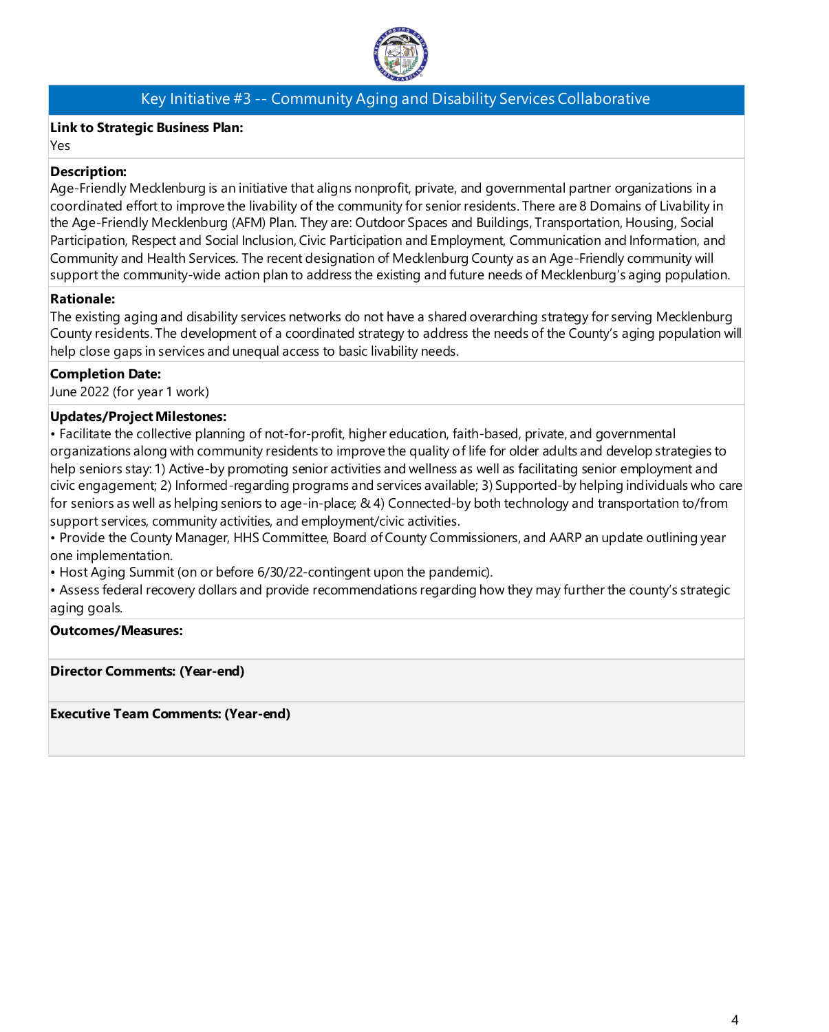## Key Initiative #3 -- Community Aging and Disability Services Collaborative

**Link to Strategic Business Plan:**
Yes

**Description:**
Age-Friendly Mecklenburg is an initiative that aligns nonprofit, private, and governmental partner organizations in a coordinated effort to improve the livability of the community for senior residents. There are 8 Domains of Livability in the Age-Friendly Mecklenburg (AFM) Plan. They are: Outdoor Spaces and Buildings, Transportation, Housing, Social Participation, Respect and Social Inclusion, Civic Participation and Employment, Communication and Information, and Community and Health Services. The recent designation of Mecklenburg County as an Age-Friendly community will support the community-wide action plan to address the existing and future needs of Mecklenburg's aging population.

**Rationale:**
The existing aging and disability services networks do not have a shared overarching strategy for serving Mecklenburg County residents. The development of a coordinated strategy to address the needs of the County's aging population will help close gaps in services and unequal access to basic livability needs.

**Completion Date:**
June 2022 (for year 1 work)

**Updates/Project Milestones:**
- Facilitate the collective planning of not-for-profit, higher education, faith-based, private, and governmental organizations along with community residents to improve the quality of life for older adults and develop strategies to help seniors stay: 1) Active-by promoting senior activities and wellness as well as facilitating senior employment and civic engagement; 2) Informed-regarding programs and services available; 3) Supported-by helping individuals who care for seniors as well as helping seniors to age-in-place; & 4) Connected-by both technology and transportation to/from support services, community activities, and employment/civic activities.
- Provide the County Manager, HHS Committee, Board of County Commissioners, and AARP an update outlining year one implementation.
- Host Aging Summit (on or before 6/30/22-contingent upon the pandemic).
- Assess federal recovery dollars and provide recommendations regarding how they may further the county's strategic aging goals.

**Outcomes/Measures:**

**Director Comments: (Year-end)**

**Executive Team Comments: (Year-end)**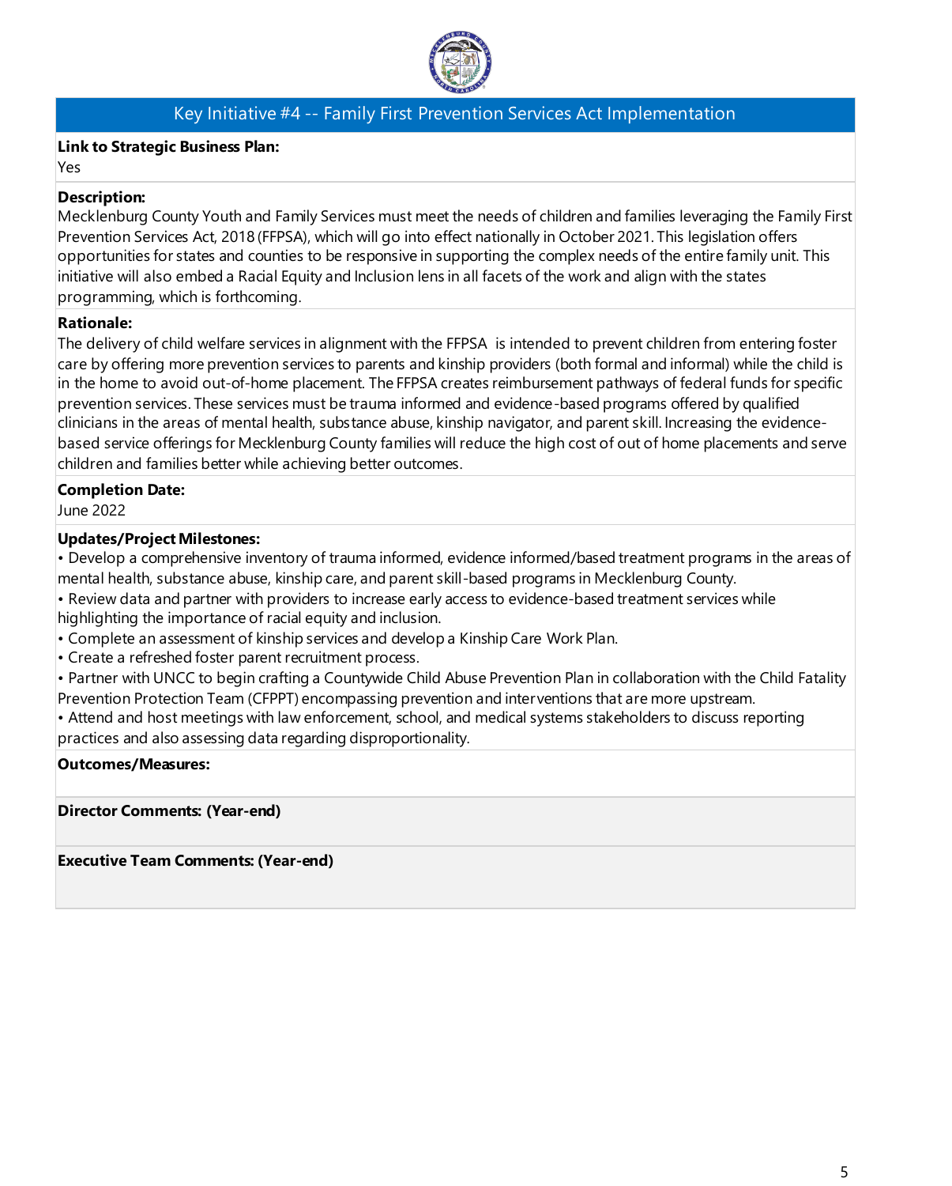## Key Initiative #4 -- Family First Prevention Services Act Implementation

**Link to Strategic Business Plan:**

Yes

**Description:**

Mecklenburg County Youth and Family Services must meet the needs of children and families leveraging the Family First Prevention Services Act, 2018 (FFPSA), which will go into effect nationally in October 2021. This legislation offers opportunities for states and counties to be responsive in supporting the complex needs of the entire family unit. This initiative will also embed a Racial Equity and Inclusion lens in all facets of the work and align with the states programming, which is forthcoming.

**Rationale:**

The delivery of child welfare services in alignment with the FFPSA is intended to prevent children from entering foster care by offering more prevention services to parents and kinship providers (both formal and informal) while the child is in the home to avoid out-of-home placement. The FFPSA creates reimbursement pathways of federal funds for specific prevention services. These services must be trauma informed and evidence-based programs offered by qualified clinicians in the areas of mental health, substance abuse, kinship navigator, and parent skill. Increasing the evidence-based service offerings for Mecklenburg County families will reduce the high cost of out of home placements and serve children and families better while achieving better outcomes.

**Completion Date:**

June 2022

**Updates/Project Milestones:**

- Develop a comprehensive inventory of trauma informed, evidence informed/based treatment programs in the areas of mental health, substance abuse, kinship care, and parent skill-based programs in Mecklenburg County.
- Review data and partner with providers to increase early access to evidence-based treatment services while highlighting the importance of racial equity and inclusion.
- Complete an assessment of kinship services and develop a Kinship Care Work Plan.
- Create a refreshed foster parent recruitment process.
- Partner with UNCC to begin crafting a Countywide Child Abuse Prevention Plan in collaboration with the Child Fatality Prevention Protection Team (CFPPT) encompassing prevention and interventions that are more upstream.
- Attend and host meetings with law enforcement, school, and medical systems stakeholders to discuss reporting practices and also assessing data regarding disproportionality.

**Outcomes/Measures:**

**Director Comments: (Year-end)**

**Executive Team Comments: (Year-end)**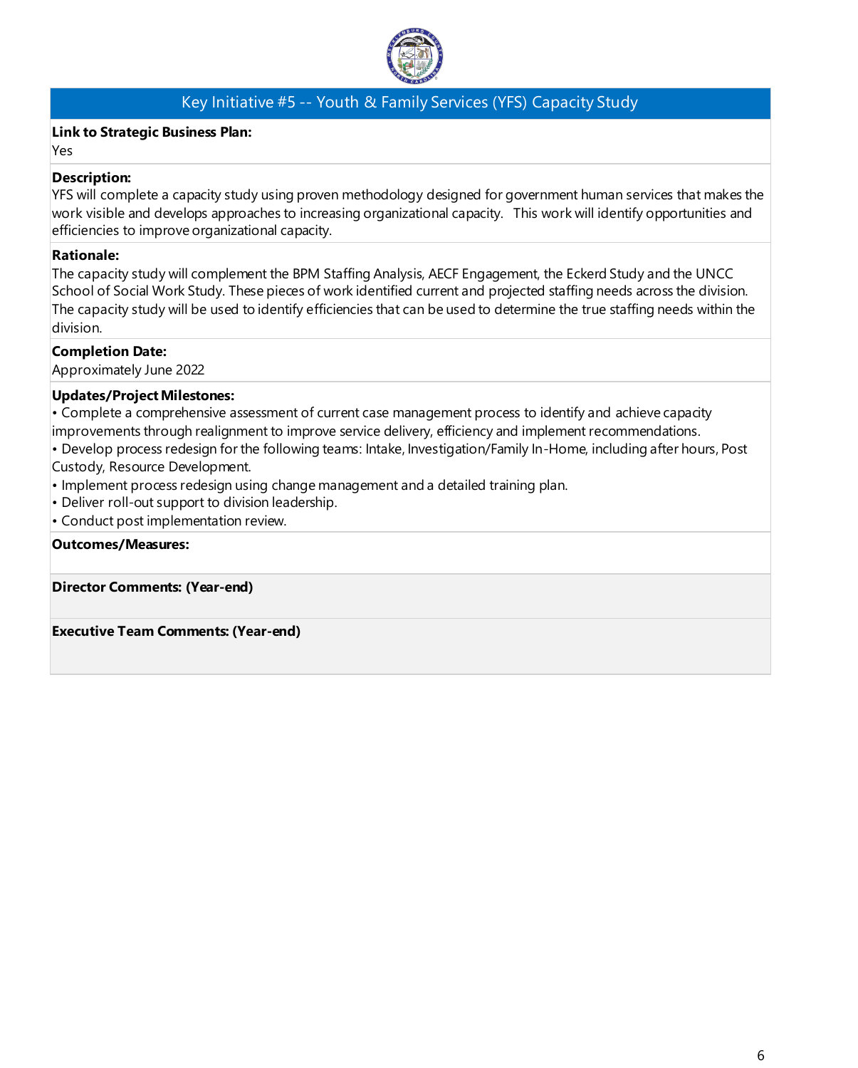## Key Initiative #5 -- Youth & Family Services (YFS) Capacity Study

**Link to Strategic Business Plan:**
Yes

**Description:**
YFS will complete a capacity study using proven methodology designed for government human services that makes the work visible and develops approaches to increasing organizational capacity. This work will identify opportunities and efficiencies to improve organizational capacity.

**Rationale:**
The capacity study will complement the BPM Staffing Analysis, AECF Engagement, the Eckerd Study and the UNCC School of Social Work Study. These pieces of work identified current and projected staffing needs across the division. The capacity study will be used to identify efficiencies that can be used to determine the true staffing needs within the division.

**Completion Date:**
Approximately June 2022

**Updates/Project Milestones:**
- Complete a comprehensive assessment of current case management process to identify and achieve capacity improvements through realignment to improve service delivery, efficiency and implement recommendations.
- Develop process redesign for the following teams: Intake, Investigation/Family In-Home, including after hours, Post Custody, Resource Development.
- Implement process redesign using change management and a detailed training plan.
- Deliver roll-out support to division leadership.
- Conduct post implementation review.

**Outcomes/Measures:**

**Director Comments: (Year-end)**

**Executive Team Comments: (Year-end)**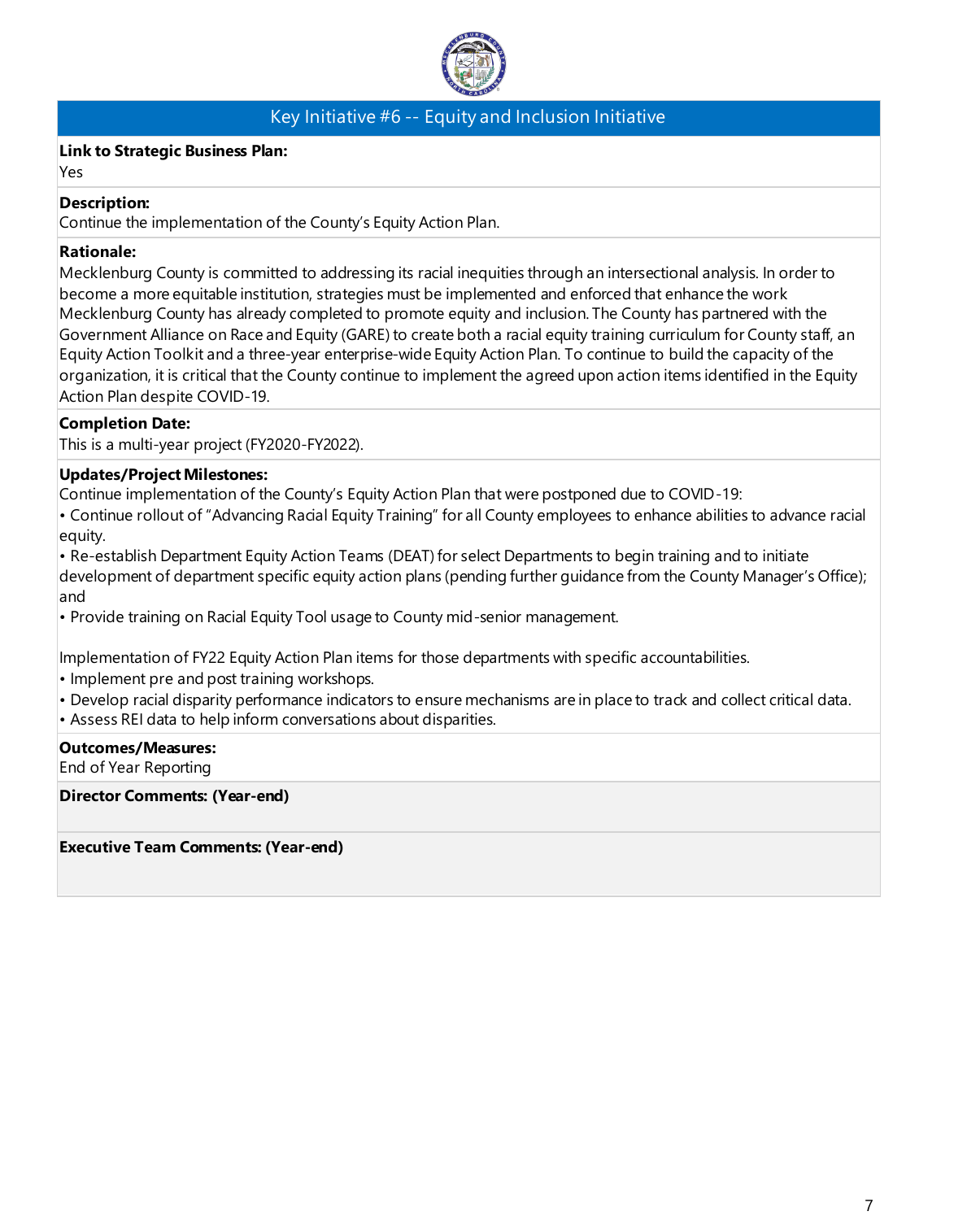## Key Initiative #6 -- Equity and Inclusion Initiative

**Link to Strategic Business Plan:**
Yes

**Description:**
Continue the implementation of the County's Equity Action Plan.

**Rationale:**
Mecklenburg County is committed to addressing its racial inequities through an intersectional analysis. In order to become a more equitable institution, strategies must be implemented and enforced that enhance the work Mecklenburg County has already completed to promote equity and inclusion. The County has partnered with the Government Alliance on Race and Equity (GARE) to create both a racial equity training curriculum for County staff, an Equity Action Toolkit and a three-year enterprise-wide Equity Action Plan. To continue to build the capacity of the organization, it is critical that the County continue to implement the agreed upon action items identified in the Equity Action Plan despite COVID-19.

**Completion Date:**
This is a multi-year project (FY2020-FY2022).

**Updates/Project Milestones:**
Continue implementation of the County's Equity Action Plan that were postponed due to COVID-19:

- Continue rollout of "Advancing Racial Equity Training" for all County employees to enhance abilities to advance racial equity.
- Re-establish Department Equity Action Teams (DEAT) for select Departments to begin training and to initiate development of department specific equity action plans (pending further guidance from the County Manager's Office); and
- Provide training on Racial Equity Tool usage to County mid-senior management.

Implementation of FY22 Equity Action Plan items for those departments with specific accountabilities.

- Implement pre and post training workshops.
- Develop racial disparity performance indicators to ensure mechanisms are in place to track and collect critical data.
- Assess REI data to help inform conversations about disparities.

**Outcomes/Measures:**
End of Year Reporting

**Director Comments: (Year-end)**

**Executive Team Comments: (Year-end)**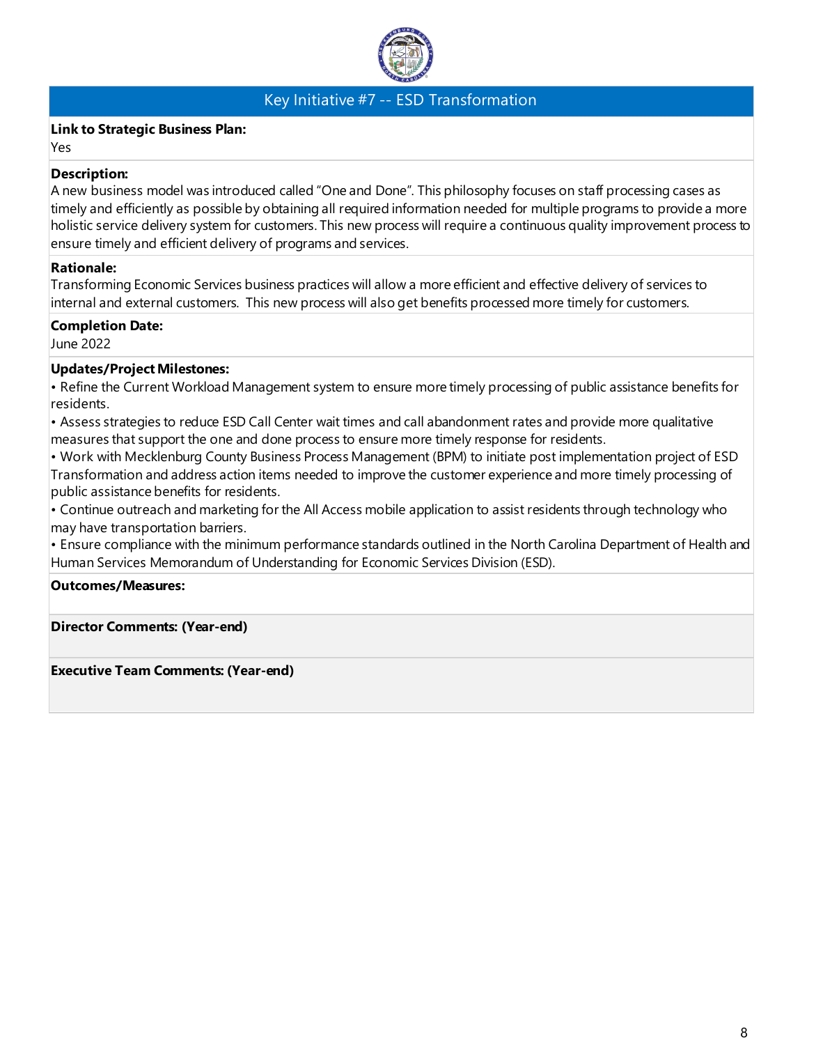# Key Initiative #7 -- ESD Transformation

**Link to Strategic Business Plan:**
Yes

**Description:**
A new business model was introduced called "One and Done". This philosophy focuses on staff processing cases as timely and efficiently as possible by obtaining all required information needed for multiple programs to provide a more holistic service delivery system for customers. This new process will require a continuous quality improvement process to ensure timely and efficient delivery of programs and services.

**Rationale:**
Transforming Economic Services business practices will allow a more efficient and effective delivery of services to internal and external customers. This new process will also get benefits processed more timely for customers.

**Completion Date:**
June 2022

**Updates/Project Milestones:**
- Refine the Current Workload Management system to ensure more timely processing of public assistance benefits for residents.
- Assess strategies to reduce ESD Call Center wait times and call abandonment rates and provide more qualitative measures that support the one and done process to ensure more timely response for residents.
- Work with Mecklenburg County Business Process Management (BPM) to initiate post implementation project of ESD Transformation and address action items needed to improve the customer experience and more timely processing of public assistance benefits for residents.
- Continue outreach and marketing for the All Access mobile application to assist residents through technology who may have transportation barriers.
- Ensure compliance with the minimum performance standards outlined in the North Carolina Department of Health and Human Services Memorandum of Understanding for Economic Services Division (ESD).

**Outcomes/Measures:**

**Director Comments: (Year-end)**

**Executive Team Comments: (Year-end)**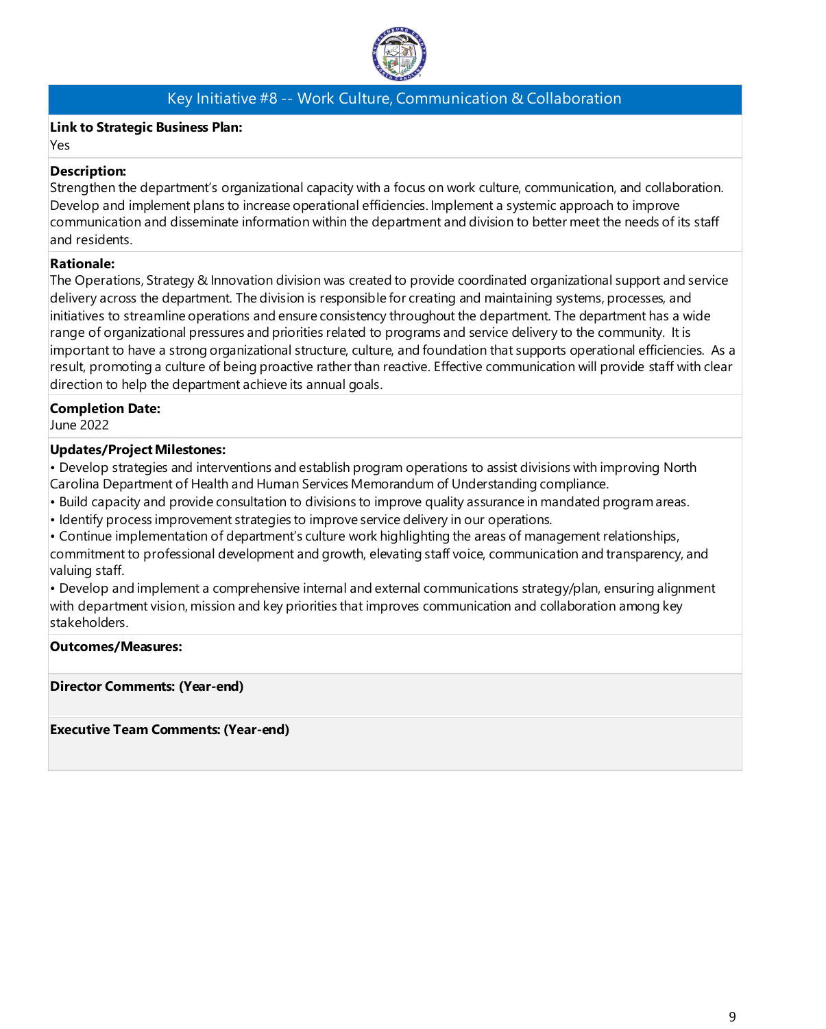## Key Initiative #8 -- Work Culture, Communication & Collaboration

**Link to Strategic Business Plan:**
Yes

**Description:**
Strengthen the department's organizational capacity with a focus on work culture, communication, and collaboration. Develop and implement plans to increase operational efficiencies. Implement a systemic approach to improve communication and disseminate information within the department and division to better meet the needs of its staff and residents.

**Rationale:**
The Operations, Strategy & Innovation division was created to provide coordinated organizational support and service delivery across the department. The division is responsible for creating and maintaining systems, processes, and initiatives to streamline operations and ensure consistency throughout the department. The department has a wide range of organizational pressures and priorities related to programs and service delivery to the community. It is important to have a strong organizational structure, culture, and foundation that supports operational efficiencies. As a result, promoting a culture of being proactive rather than reactive. Effective communication will provide staff with clear direction to help the department achieve its annual goals.

**Completion Date:**
June 2022

**Updates/Project Milestones:**
- Develop strategies and interventions and establish program operations to assist divisions with improving North Carolina Department of Health and Human Services Memorandum of Understanding compliance.
- Build capacity and provide consultation to divisions to improve quality assurance in mandated program areas.
- Identify process improvement strategies to improve service delivery in our operations.
- Continue implementation of department's culture work highlighting the areas of management relationships, commitment to professional development and growth, elevating staff voice, communication and transparency, and valuing staff.
- Develop and implement a comprehensive internal and external communications strategy/plan, ensuring alignment with department vision, mission and key priorities that improves communication and collaboration among key stakeholders.

**Outcomes/Measures:**

**Director Comments: (Year-end)**

**Executive Team Comments: (Year-end)**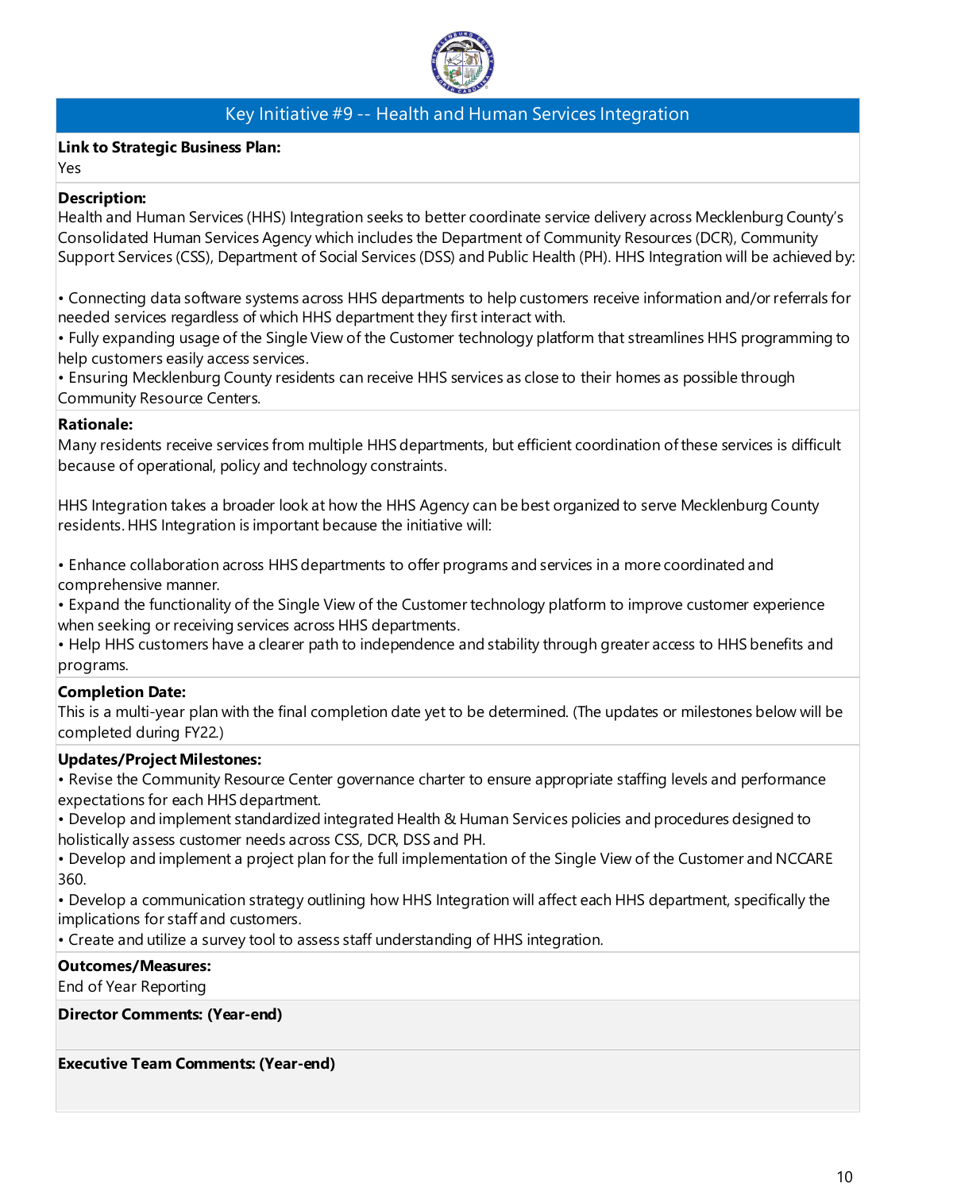## Key Initiative #9 -- Health and Human Services Integration

**Link to Strategic Business Plan:**
Yes

**Description:**
Health and Human Services (HHS) Integration seeks to better coordinate service delivery across Mecklenburg County's Consolidated Human Services Agency which includes the Department of Community Resources (DCR), Community Support Services (CSS), Department of Social Services (DSS) and Public Health (PH). HHS Integration will be achieved by:

- Connecting data software systems across HHS departments to help customers receive information and/or referrals for needed services regardless of which HHS department they first interact with.
- Fully expanding usage of the Single View of the Customer technology platform that streamlines HHS programming to help customers easily access services.
- Ensuring Mecklenburg County residents can receive HHS services as close to their homes as possible through Community Resource Centers.

**Rationale:**
Many residents receive services from multiple HHS departments, but efficient coordination of these services is difficult because of operational, policy and technology constraints.

HHS Integration takes a broader look at how the HHS Agency can be best organized to serve Mecklenburg County residents. HHS Integration is important because the initiative will:

- Enhance collaboration across HHS departments to offer programs and services in a more coordinated and comprehensive manner.
- Expand the functionality of the Single View of the Customer technology platform to improve customer experience when seeking or receiving services across HHS departments.
- Help HHS customers have a clearer path to independence and stability through greater access to HHS benefits and programs.

**Completion Date:**
This is a multi-year plan with the final completion date yet to be determined. (The updates or milestones below will be completed during FY22.)

**Updates/Project Milestones:**

- Revise the Community Resource Center governance charter to ensure appropriate staffing levels and performance expectations for each HHS department.
- Develop and implement standardized integrated Health & Human Services policies and procedures designed to holistically assess customer needs across CSS, DCR, DSS and PH.
- Develop and implement a project plan for the full implementation of the Single View of the Customer and NCCARE 360.
- Develop a communication strategy outlining how HHS Integration will affect each HHS department, specifically the implications for staff and customers.
- Create and utilize a survey tool to assess staff understanding of HHS integration.

**Outcomes/Measures:**
End of Year Reporting

**Director Comments: (Year-end)**

**Executive Team Comments: (Year-end)**